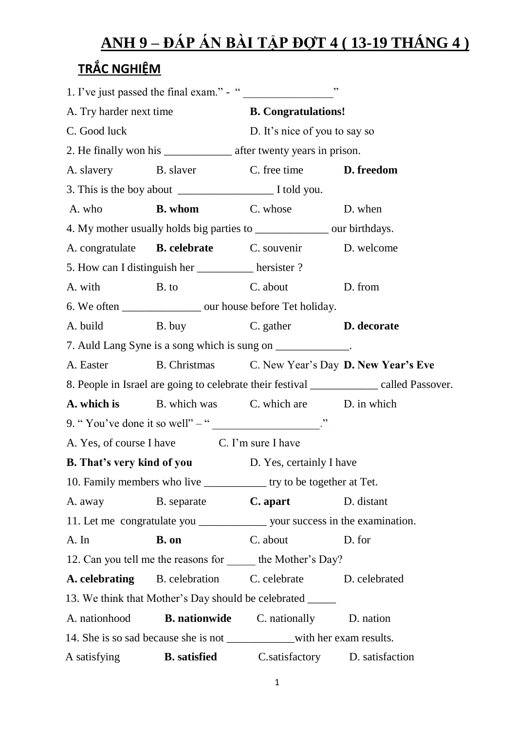# ANH 9 – ĐÁP ÁN BÀI TẬP ĐỢT 4 ( 13-19 THÁNG 4 )

## TRẮC NGHIỆM

1. I've just passed the final exam." - " ________________"

A. Try harder next time **B. Congratulations!**

C. Good luck D. It's nice of you to say so

2. He finally won his ____________ after twenty years in prison.

A. slavery B. slaver C. free time **D. freedom**

3. This is the boy about _________________ I told you.

A. who **B. whom** C. whose D. when

4. My mother usually holds big parties to _____________ our birthdays.

A. congratulate **B. celebrate** C. souvenir D. welcome

5. How can I distinguish her __________ hersister ?

A. with B. to C. about D. from

6. We often ______________ our house before Tet holiday.

A. build B. buy C. gather **D. decorate**

7. Auld Lang Syne is a song which is sung on _____________.

A. Easter B. Christmas C. New Year's Day **D. New Year's Eve**

8. People in Israel are going to celebrate their festival ____________ called Passover.

**A. which is** B. which was C. which are D. in which

9. " You've done it so well" – " ___________________."

A. Yes, of course I have C. I'm sure I have

**B. That's very kind of you** D. Yes, certainly I have

10. Family members who live ___________ try to be together at Tet.

A. away B. separate **C. apart** D. distant

11. Let me congratulate you ____________ your success in the examination.

A. In **B. on** C. about D. for

12. Can you tell me the reasons for _____ the Mother's Day?

**A. celebrating** B. celebration C. celebrate D. celebrated

13. We think that Mother's Day should be celebrated _____

A. nationhood **B. nationwide** C. nationally D. nation

14. She is so sad because she is not ____________with her exam results.

A satisfying **B. satisfied** C.satisfactory D. satisfaction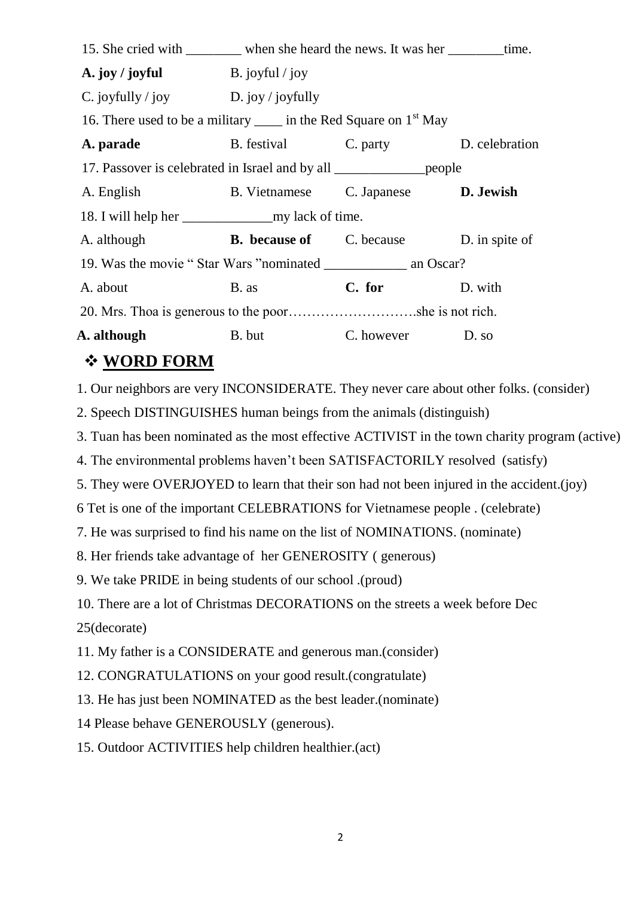15. She cried with ________ when she heard the news. It was her ________time.

**A. joy / joyful** B. joyful / joy

C. joyfully / joy D. joy / joyfully

16. There used to be a military ____ in the Red Square on 1st May

**A. parade** B. festival C. party D. celebration

17. Passover is celebrated in Israel and by all _____________people

A. English B. Vietnamese C. Japanese **D. Jewish**

18. I will help her _____________my lack of time.

A. although **B. because of** C. because D. in spite of

19. Was the movie " Star Wars "nominated ____________ an Oscar?

A. about B. as **C. for** D. with

20. Mrs. Thoa is generous to the poor……………………….she is not rich.

**A. although** B. but C. however D. so

## ❖ WORD FORM

1. Our neighbors are very INCONSIDERATE. They never care about other folks. (consider)
2. Speech DISTINGUISHES human beings from the animals (distinguish)
3. Tuan has been nominated as the most effective ACTIVIST in the town charity program (active)
4. The environmental problems haven't been SATISFACTORILY resolved (satisfy)
5. They were OVERJOYED to learn that their son had not been injured in the accident.(joy)
6 Tet is one of the important CELEBRATIONS for Vietnamese people . (celebrate)
7. He was surprised to find his name on the list of NOMINATIONS. (nominate)
8. Her friends take advantage of her GENEROSITY ( generous)
9. We take PRIDE in being students of our school .(proud)
10. There are a lot of Christmas DECORATIONS on the streets a week before Dec 25(decorate)
11. My father is a CONSIDERATE and generous man.(consider)
12. CONGRATULATIONS on your good result.(congratulate)
13. He has just been NOMINATED as the best leader.(nominate)
14 Please behave GENEROUSLY (generous).
15. Outdoor ACTIVITIES help children healthier.(act)